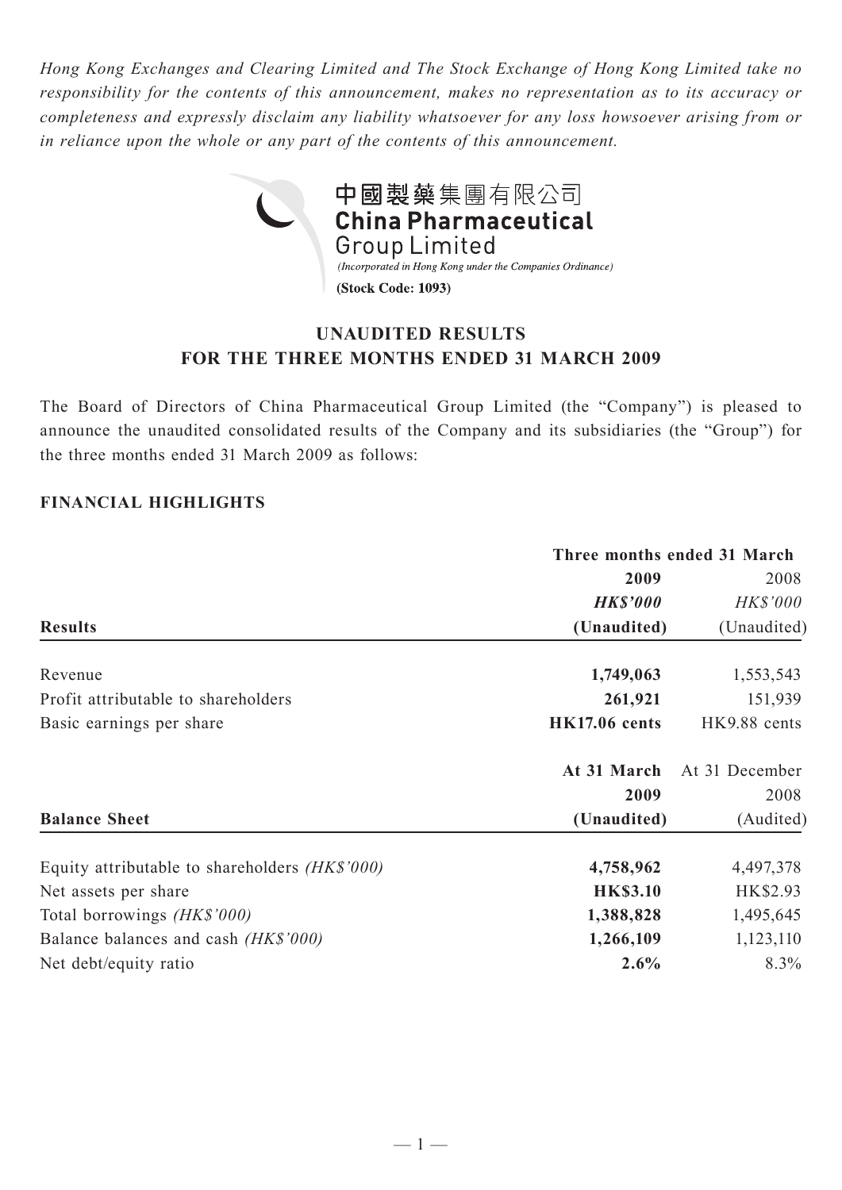*Hong Kong Exchanges and Clearing Limited and The Stock Exchange of Hong Kong Limited take no responsibility for the contents of this announcement, makes no representation as to its accuracy or completeness and expressly disclaim any liability whatsoever for any loss howsoever arising from or in reliance upon the whole or any part of the contents of this announcement.*

中國製藥集團有限公司
**China Pharmaceutical Group Limited**
*(Incorporated in Hong Kong under the Companies Ordinance)*
**(Stock Code: 1093)**

## UNAUDITED RESULTS FOR THE THREE MONTHS ENDED 31 MARCH 2009

The Board of Directors of China Pharmaceutical Group Limited (the "Company") is pleased to announce the unaudited consolidated results of the Company and its subsidiaries (the "Group") for the three months ended 31 March 2009 as follows:

### FINANCIAL HIGHLIGHTS

| | Three months ended 31 March | |
|---|---|---|
| | **2009** | 2008 |
| | ***HK$'000*** | *HK$'000* |
| **Results** | **(Unaudited)** | (Unaudited) |
| Revenue | **1,749,063** | 1,553,543 |
| Profit attributable to shareholders | **261,921** | 151,939 |
| Basic earnings per share | **HK17.06 cents** | HK9.88 cents |

| | **At 31 March 2009** | At 31 December 2008 |
|---|---|---|
| **Balance Sheet** | **(Unaudited)** | (Audited) |
| Equity attributable to shareholders *(HK$'000)* | **4,758,962** | 4,497,378 |
| Net assets per share | **HK$3.10** | HK$2.93 |
| Total borrowings *(HK$'000)* | **1,388,828** | 1,495,645 |
| Balance balances and cash *(HK$'000)* | **1,266,109** | 1,123,110 |
| Net debt/equity ratio | **2.6%** | 8.3% |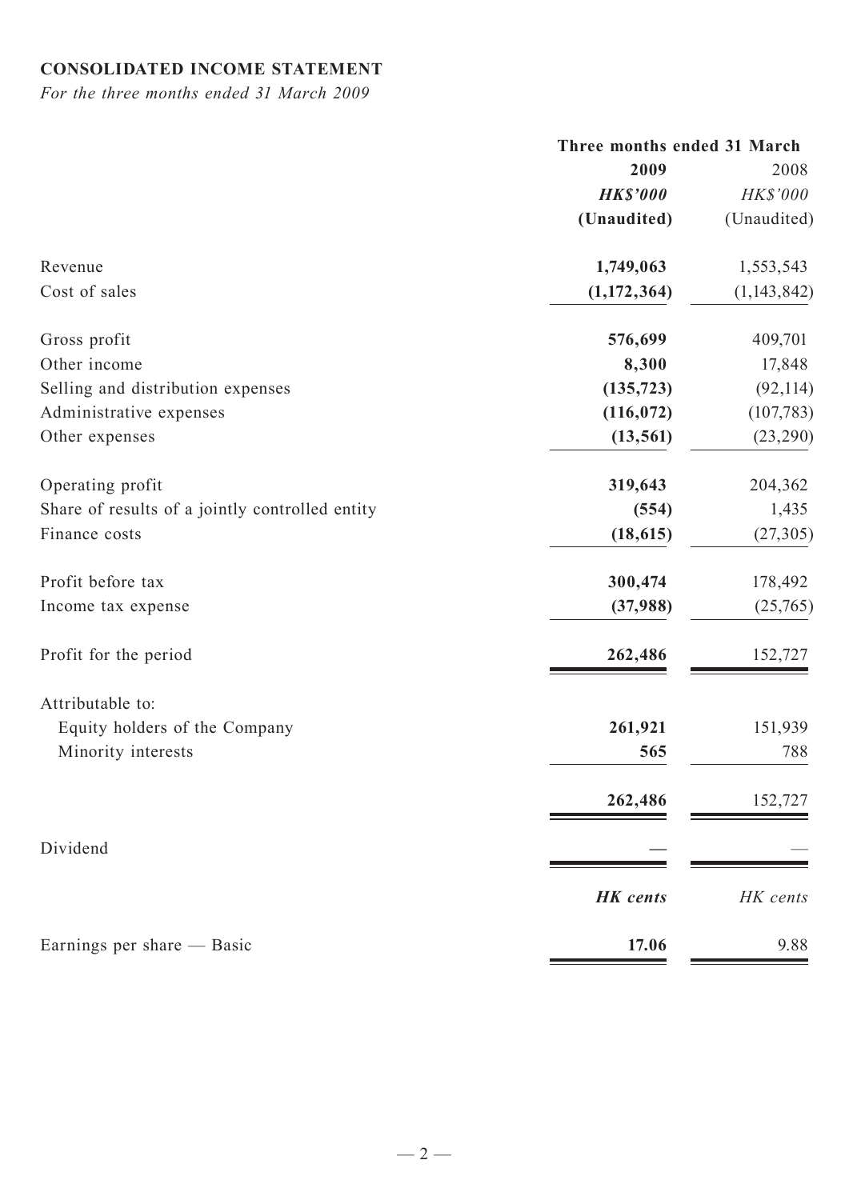**CONSOLIDATED INCOME STATEMENT**

*For the three months ended 31 March 2009*

| | Three months ended 31 March | |
|---|---|---|
| | **2009** | 2008 |
| | ***HK$'000*** | *HK$'000* |
| | **(Unaudited)** | (Unaudited) |
| Revenue | **1,749,063** | 1,553,543 |
| Cost of sales | **(1,172,364)** | (1,143,842) |
| Gross profit | **576,699** | 409,701 |
| Other income | **8,300** | 17,848 |
| Selling and distribution expenses | **(135,723)** | (92,114) |
| Administrative expenses | **(116,072)** | (107,783) |
| Other expenses | **(13,561)** | (23,290) |
| Operating profit | **319,643** | 204,362 |
| Share of results of a jointly controlled entity | **(554)** | 1,435 |
| Finance costs | **(18,615)** | (27,305) |
| Profit before tax | **300,474** | 178,492 |
| Income tax expense | **(37,988)** | (25,765) |
| Profit for the period | **262,486** | 152,727 |
| Attributable to: | | |
| Equity holders of the Company | **261,921** | 151,939 |
| Minority interests | **565** | 788 |
| | **262,486** | 152,727 |
| Dividend | **—** | — |
| | ***HK cents*** | *HK cents* |
| Earnings per share — Basic | **17.06** | 9.88 |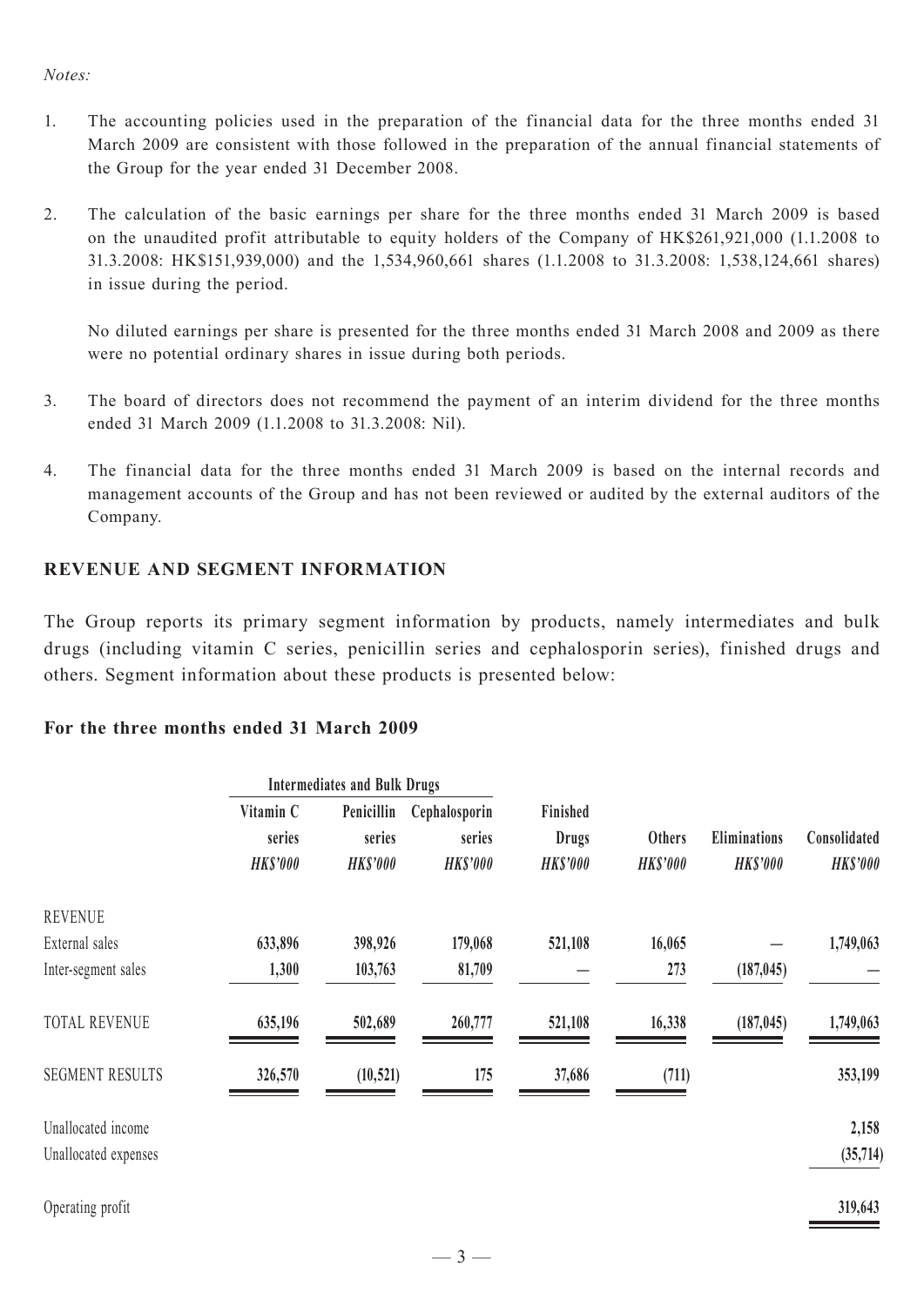*Notes:*

1. The accounting policies used in the preparation of the financial data for the three months ended 31 March 2009 are consistent with those followed in the preparation of the annual financial statements of the Group for the year ended 31 December 2008.

2. The calculation of the basic earnings per share for the three months ended 31 March 2009 is based on the unaudited profit attributable to equity holders of the Company of HK$261,921,000 (1.1.2008 to 31.3.2008: HK$151,939,000) and the 1,534,960,661 shares (1.1.2008 to 31.3.2008: 1,538,124,661 shares) in issue during the period.

   No diluted earnings per share is presented for the three months ended 31 March 2008 and 2009 as there were no potential ordinary shares in issue during both periods.

3. The board of directors does not recommend the payment of an interim dividend for the three months ended 31 March 2009 (1.1.2008 to 31.3.2008: Nil).

4. The financial data for the three months ended 31 March 2009 is based on the internal records and management accounts of the Group and has not been reviewed or audited by the external auditors of the Company.

## REVENUE AND SEGMENT INFORMATION

The Group reports its primary segment information by products, namely intermediates and bulk drugs (including vitamin C series, penicillin series and cephalosporin series), finished drugs and others. Segment information about these products is presented below:

### For the three months ended 31 March 2009

| | Intermediates and Bulk Drugs | | | | | | |
|---|---|---|---|---|---|---|---|
| | Vitamin C series | Penicillin series | Cephalosporin series | Finished Drugs | Others | Eliminations | Consolidated |
| | *HK$'000* | *HK$'000* | *HK$'000* | *HK$'000* | *HK$'000* | *HK$'000* | *HK$'000* |
| REVENUE | | | | | | | |
| External sales | **633,896** | **398,926** | **179,068** | **521,108** | **16,065** | **—** | **1,749,063** |
| Inter-segment sales | **1,300** | **103,763** | **81,709** | **—** | **273** | **(187,045)** | **—** |
| TOTAL REVENUE | **635,196** | **502,689** | **260,777** | **521,108** | **16,338** | **(187,045)** | **1,749,063** |
| SEGMENT RESULTS | **326,570** | **(10,521)** | **175** | **37,686** | **(711)** | | **353,199** |
| Unallocated income | | | | | | | **2,158** |
| Unallocated expenses | | | | | | | **(35,714)** |
| Operating profit | | | | | | | **319,643** |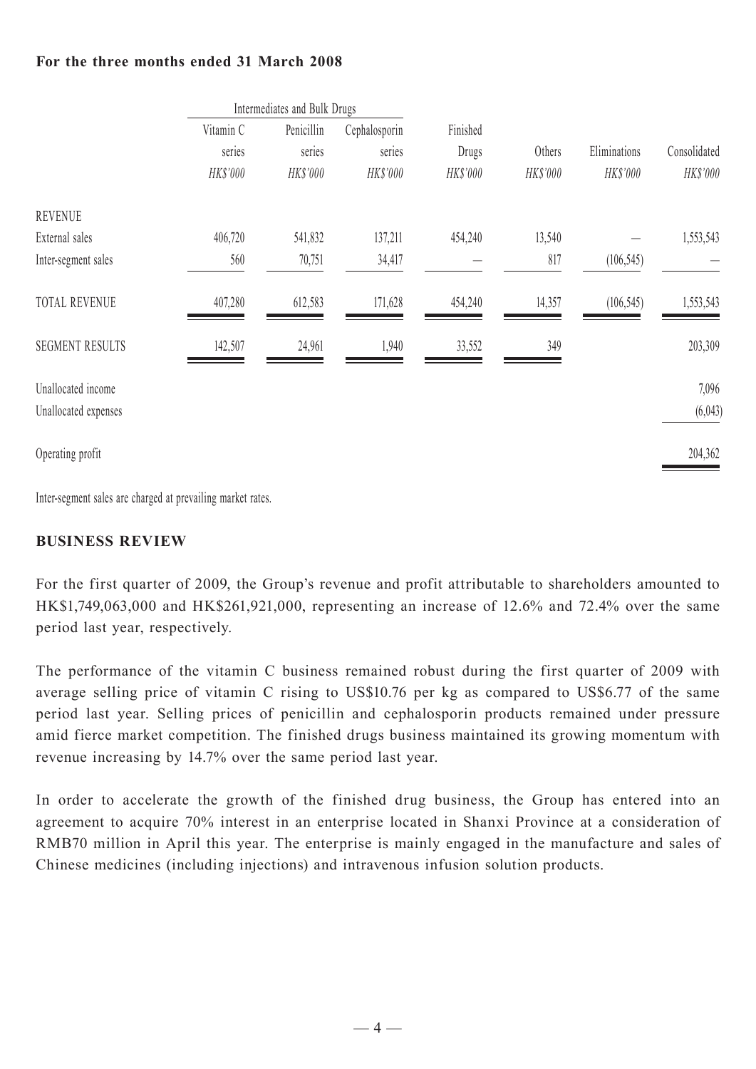**For the three months ended 31 March 2008**

| | Intermediates and Bulk Drugs | | | | | | |
|---|---|---|---|---|---|---|---|
| | Vitamin C series | Penicillin series | Cephalosporin series | Finished Drugs | Others | Eliminations | Consolidated |
| | *HK$'000* | *HK$'000* | *HK$'000* | *HK$'000* | *HK$'000* | *HK$'000* | *HK$'000* |
| REVENUE | | | | | | | |
| External sales | 406,720 | 541,832 | 137,211 | 454,240 | 13,540 | — | 1,553,543 |
| Inter-segment sales | 560 | 70,751 | 34,417 | — | 817 | (106,545) | — |
| TOTAL REVENUE | 407,280 | 612,583 | 171,628 | 454,240 | 14,357 | (106,545) | 1,553,543 |
| SEGMENT RESULTS | 142,507 | 24,961 | 1,940 | 33,552 | 349 | | 203,309 |
| Unallocated income | | | | | | | 7,096 |
| Unallocated expenses | | | | | | | (6,043) |
| Operating profit | | | | | | | 204,362 |

Inter-segment sales are charged at prevailing market rates.

## BUSINESS REVIEW

For the first quarter of 2009, the Group's revenue and profit attributable to shareholders amounted to HK$1,749,063,000 and HK$261,921,000, representing an increase of 12.6% and 72.4% over the same period last year, respectively.

The performance of the vitamin C business remained robust during the first quarter of 2009 with average selling price of vitamin C rising to US$10.76 per kg as compared to US$6.77 of the same period last year. Selling prices of penicillin and cephalosporin products remained under pressure amid fierce market competition. The finished drugs business maintained its growing momentum with revenue increasing by 14.7% over the same period last year.

In order to accelerate the growth of the finished drug business, the Group has entered into an agreement to acquire 70% interest in an enterprise located in Shanxi Province at a consideration of RMB70 million in April this year. The enterprise is mainly engaged in the manufacture and sales of Chinese medicines (including injections) and intravenous infusion solution products.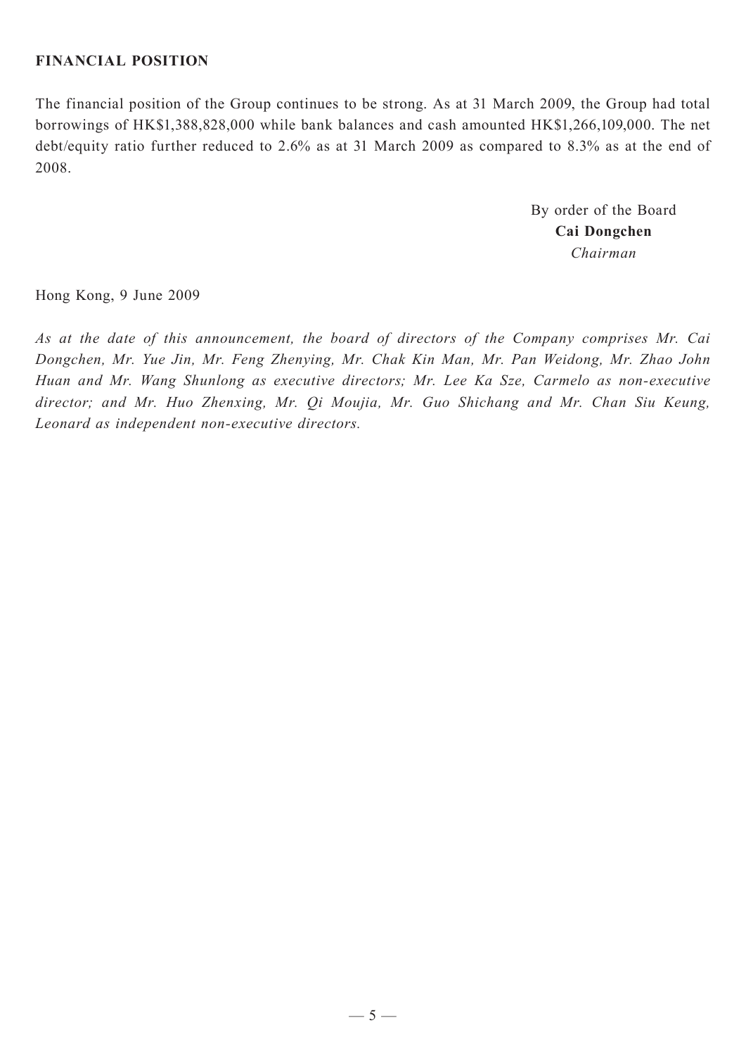## FINANCIAL POSITION

The financial position of the Group continues to be strong. As at 31 March 2009, the Group had total borrowings of HK$1,388,828,000 while bank balances and cash amounted HK$1,266,109,000. The net debt/equity ratio further reduced to 2.6% as at 31 March 2009 as compared to 8.3% as at the end of 2008.

By order of the Board
**Cai Dongchen**
*Chairman*

Hong Kong, 9 June 2009

*As at the date of this announcement, the board of directors of the Company comprises Mr. Cai Dongchen, Mr. Yue Jin, Mr. Feng Zhenying, Mr. Chak Kin Man, Mr. Pan Weidong, Mr. Zhao John Huan and Mr. Wang Shunlong as executive directors; Mr. Lee Ka Sze, Carmelo as non-executive director; and Mr. Huo Zhenxing, Mr. Qi Moujia, Mr. Guo Shichang and Mr. Chan Siu Keung, Leonard as independent non-executive directors.*